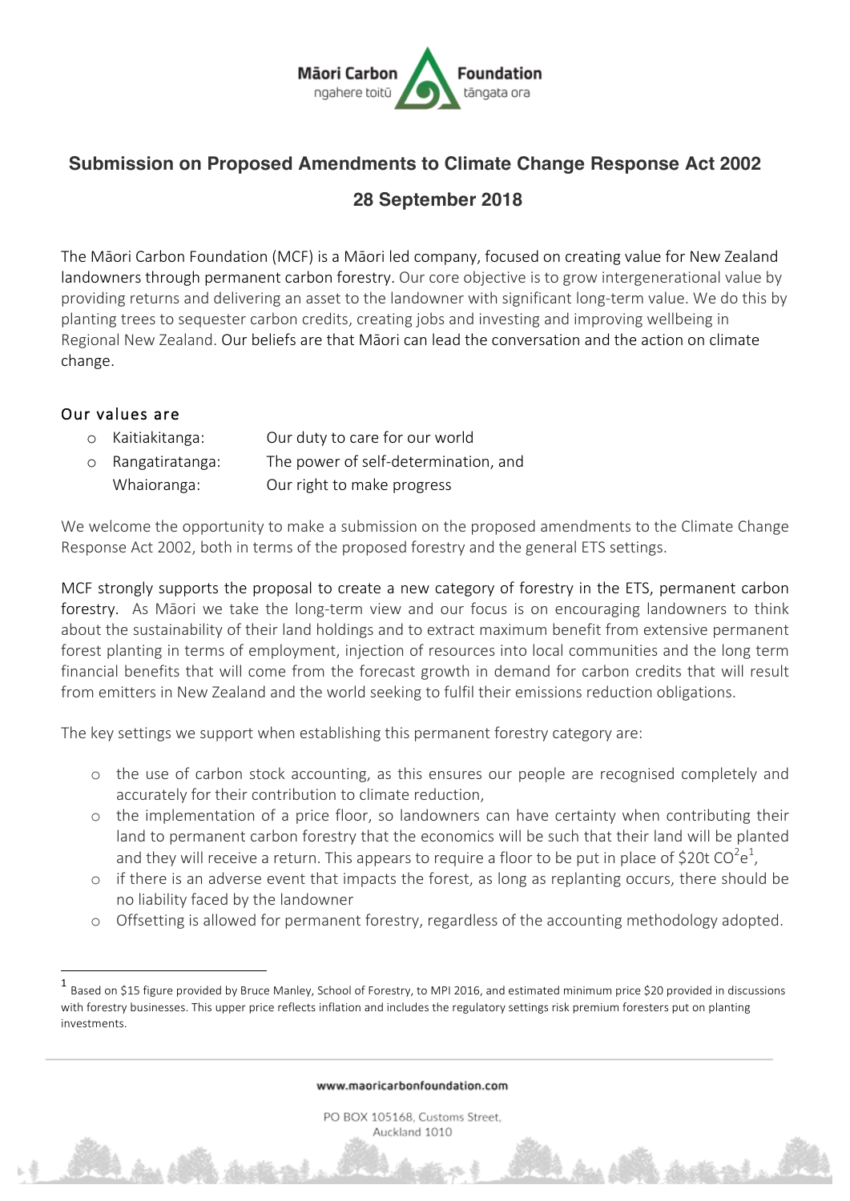# Submission on Proposed Amendments to Climate Change Response Act 2002

## 28 September 2018

The Māori Carbon Foundation (MCF) is a Māori led company, focused on creating value for New Zealand landowners through permanent carbon forestry. Our core objective is to grow intergenerational value by providing returns and delivering an asset to the landowner with significant long-term value. We do this by planting trees to sequester carbon credits, creating jobs and investing and improving wellbeing in Regional New Zealand. Our beliefs are that Māori can lead the conversation and the action on climate change.

### Our values are

- Kaitiakitanga: Our duty to care for our world
- Rangatiratanga: The power of self-determination, and
  Whaioranga: Our right to make progress

We welcome the opportunity to make a submission on the proposed amendments to the Climate Change Response Act 2002, both in terms of the proposed forestry and the general ETS settings.

MCF strongly supports the proposal to create a new category of forestry in the ETS, permanent carbon forestry. As Māori we take the long-term view and our focus is on encouraging landowners to think about the sustainability of their land holdings and to extract maximum benefit from extensive permanent forest planting in terms of employment, injection of resources into local communities and the long term financial benefits that will come from the forecast growth in demand for carbon credits that will result from emitters in New Zealand and the world seeking to fulfil their emissions reduction obligations.

The key settings we support when establishing this permanent forestry category are:

- the use of carbon stock accounting, as this ensures our people are recognised completely and accurately for their contribution to climate reduction,
- the implementation of a price floor, so landowners can have certainty when contributing their land to permanent carbon forestry that the economics will be such that their land will be planted and they will receive a return. This appears to require a floor to be put in place of \$20t $CO^2e$[1],
- if there is an adverse event that impacts the forest, as long as replanting occurs, there should be no liability faced by the landowner
- Offsetting is allowed for permanent forestry, regardless of the accounting methodology adopted.

[1] Based on \$15 figure provided by Bruce Manley, School of Forestry, to MPI 2016, and estimated minimum price \$20 provided in discussions with forestry businesses. This upper price reflects inflation and includes the regulatory settings risk premium foresters put on planting investments.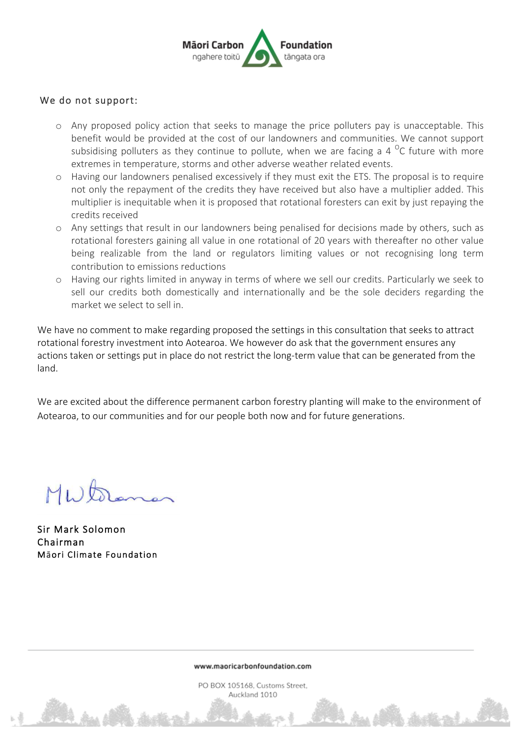We do not support:

- Any proposed policy action that seeks to manage the price polluters pay is unacceptable. This benefit would be provided at the cost of our landowners and communities. We cannot support subsidising polluters as they continue to pollute, when we are facing a 4 $^{O}$C future with more extremes in temperature, storms and other adverse weather related events.
- Having our landowners penalised excessively if they must exit the ETS. The proposal is to require not only the repayment of the credits they have received but also have a multiplier added. This multiplier is inequitable when it is proposed that rotational foresters can exit by just repaying the credits received
- Any settings that result in our landowners being penalised for decisions made by others, such as rotational foresters gaining all value in one rotational of 20 years with thereafter no other value being realizable from the land or regulators limiting values or not recognising long term contribution to emissions reductions
- Having our rights limited in anyway in terms of where we sell our credits. Particularly we seek to sell our credits both domestically and internationally and be the sole deciders regarding the market we select to sell in.

We have no comment to make regarding proposed the settings in this consultation that seeks to attract rotational forestry investment into Aotearoa. We however do ask that the government ensures any actions taken or settings put in place do not restrict the long-term value that can be generated from the land.

We are excited about the difference permanent carbon forestry planting will make to the environment of Aotearoa, to our communities and for our people both now and for future generations.

Sir Mark Solomon
Chairman
Māori Climate Foundation

www.maoricarbonfoundation.com

PO BOX 105168, Customs Street, Auckland 1010